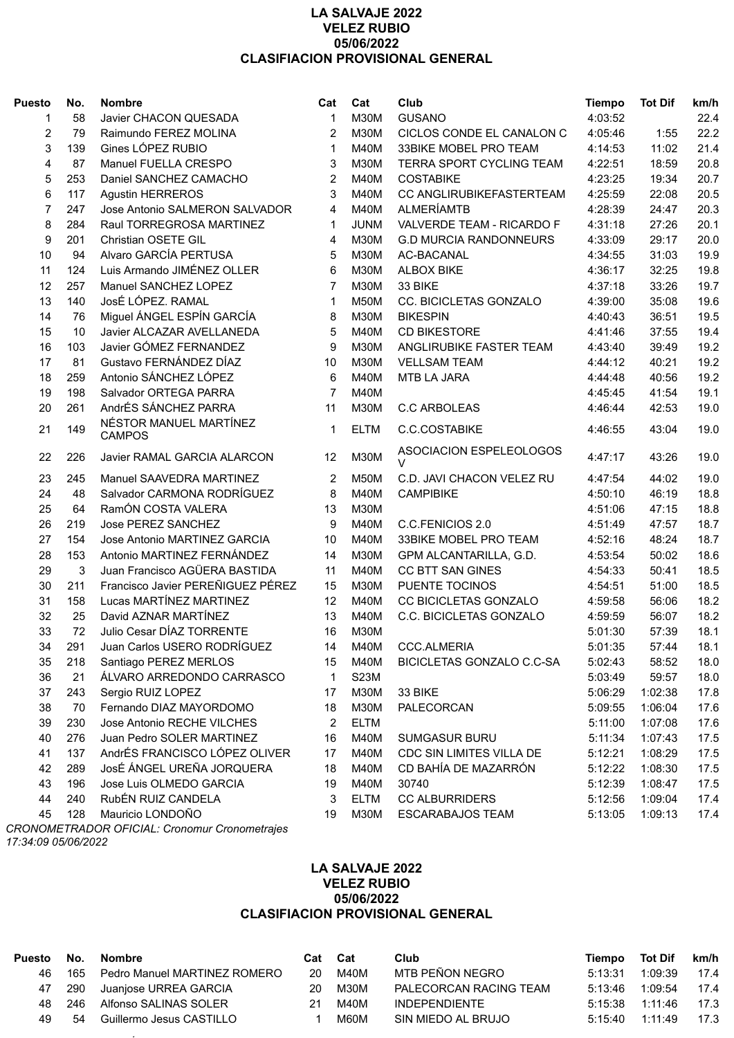# LA SALVAJE 2022
## VELEZ RUBIO
## 05/06/2022
## CLASIFIACION PROVISIONAL GENERAL

| Puesto | No. | Nombre | Cat | Cat | Club | Tiempo | Tot Dif | km/h |
|---|---|---|---|---|---|---|---|---|
| 1 | 58 | Javier CHACON QUESADA | 1 | M30M | GUSANO | 4:03:52 | | 22.4 |
| 2 | 79 | Raimundo FEREZ MOLINA | 2 | M30M | CICLOS CONDE EL CANALON C | 4:05:46 | 1:55 | 22.2 |
| 3 | 139 | Gines LÓPEZ RUBIO | 1 | M40M | 33BIKE MOBEL PRO TEAM | 4:14:53 | 11:02 | 21.4 |
| 4 | 87 | Manuel FUELLA CRESPO | 3 | M30M | TERRA SPORT CYCLING TEAM | 4:22:51 | 18:59 | 20.8 |
| 5 | 253 | Daniel SANCHEZ CAMACHO | 2 | M40M | COSTABIKE | 4:23:25 | 19:34 | 20.7 |
| 6 | 117 | Agustin HERREROS | 3 | M40M | CC ANGLIRUBIKEFASTERTEAM | 4:25:59 | 22:08 | 20.5 |
| 7 | 247 | Jose Antonio SALMERON SALVADOR | 4 | M40M | ALMERÍAMTB | 4:28:39 | 24:47 | 20.3 |
| 8 | 284 | Raul TORREGROSA MARTINEZ | 1 | JUNM | VALVERDE TEAM - RICARDO F | 4:31:18 | 27:26 | 20.1 |
| 9 | 201 | Christian OSETE GIL | 4 | M30M | G.D MURCIA RANDONNEURS | 4:33:09 | 29:17 | 20.0 |
| 10 | 94 | Alvaro GARCÍA PERTUSA | 5 | M30M | AC-BACANAL | 4:34:55 | 31:03 | 19.9 |
| 11 | 124 | Luis Armando JIMÉNEZ OLLER | 6 | M30M | ALBOX BIKE | 4:36:17 | 32:25 | 19.8 |
| 12 | 257 | Manuel SANCHEZ LOPEZ | 7 | M30M | 33 BIKE | 4:37:18 | 33:26 | 19.7 |
| 13 | 140 | JosÉ LÓPEZ. RAMAL | 1 | M50M | CC. BICICLETAS GONZALO | 4:39:00 | 35:08 | 19.6 |
| 14 | 76 | Miguel ÁNGEL ESPÍN GARCÍA | 8 | M30M | BIKESPIN | 4:40:43 | 36:51 | 19.5 |
| 15 | 10 | Javier ALCAZAR AVELLANEDA | 5 | M40M | CD BIKESTORE | 4:41:46 | 37:55 | 19.4 |
| 16 | 103 | Javier GÓMEZ FERNANDEZ | 9 | M30M | ANGLIRUBIKE FASTER TEAM | 4:43:40 | 39:49 | 19.2 |
| 17 | 81 | Gustavo FERNÁNDEZ DÍAZ | 10 | M30M | VELLSAM TEAM | 4:44:12 | 40:21 | 19.2 |
| 18 | 259 | Antonio SÁNCHEZ LÓPEZ | 6 | M40M | MTB LA JARA | 4:44:48 | 40:56 | 19.2 |
| 19 | 198 | Salvador ORTEGA PARRA | 7 | M40M | | 4:45:45 | 41:54 | 19.1 |
| 20 | 261 | AndrÉS SÁNCHEZ PARRA | 11 | M30M | C.C ARBOLEAS | 4:46:44 | 42:53 | 19.0 |
| 21 | 149 | NÉSTOR MANUEL MARTÍNEZ CAMPOS | 1 | ELTM | C.C.COSTABIKE | 4:46:55 | 43:04 | 19.0 |
| 22 | 226 | Javier RAMAL GARCIA ALARCON | 12 | M30M | ASOCIACION ESPELEOLOGOS V | 4:47:17 | 43:26 | 19.0 |
| 23 | 245 | Manuel SAAVEDRA MARTINEZ | 2 | M50M | C.D. JAVI CHACON VELEZ RU | 4:47:54 | 44:02 | 19.0 |
| 24 | 48 | Salvador CARMONA RODRÍGUEZ | 8 | M40M | CAMPIBIKE | 4:50:10 | 46:19 | 18.8 |
| 25 | 64 | RamÓN COSTA VALERA | 13 | M30M | | 4:51:06 | 47:15 | 18.8 |
| 26 | 219 | Jose PEREZ SANCHEZ | 9 | M40M | C.C.FENICIOS 2.0 | 4:51:49 | 47:57 | 18.7 |
| 27 | 154 | Jose Antonio MARTINEZ GARCIA | 10 | M40M | 33BIKE MOBEL PRO TEAM | 4:52:16 | 48:24 | 18.7 |
| 28 | 153 | Antonio MARTINEZ FERNÁNDEZ | 14 | M30M | GPM ALCANTARILLA, G.D. | 4:53:54 | 50:02 | 18.6 |
| 29 | 3 | Juan Francisco AGÜERA BASTIDA | 11 | M40M | CC BTT SAN GINES | 4:54:33 | 50:41 | 18.5 |
| 30 | 211 | Francisco Javier PEREÑIGUEZ PÉREZ | 15 | M30M | PUENTE TOCINOS | 4:54:51 | 51:00 | 18.5 |
| 31 | 158 | Lucas MARTÍNEZ MARTINEZ | 12 | M40M | CC BICICLETAS GONZALO | 4:59:58 | 56:06 | 18.2 |
| 32 | 25 | David AZNAR MARTÍNEZ | 13 | M40M | C.C. BICICLETAS GONZALO | 4:59:59 | 56:07 | 18.2 |
| 33 | 72 | Julio Cesar DÍAZ TORRENTE | 16 | M30M | | 5:01:30 | 57:39 | 18.1 |
| 34 | 291 | Juan Carlos USERO RODRÍGUEZ | 14 | M40M | CCC.ALMERIA | 5:01:35 | 57:44 | 18.1 |
| 35 | 218 | Santiago PEREZ MERLOS | 15 | M40M | BICICLETAS GONZALO C.C-SA | 5:02:43 | 58:52 | 18.0 |
| 36 | 21 | ÁLVARO ARREDONDO CARRASCO | 1 | S23M | | 5:03:49 | 59:57 | 18.0 |
| 37 | 243 | Sergio RUIZ LOPEZ | 17 | M30M | 33 BIKE | 5:06:29 | 1:02:38 | 17.8 |
| 38 | 70 | Fernando DIAZ MAYORDOMO | 18 | M30M | PALECORCAN | 5:09:55 | 1:06:04 | 17.6 |
| 39 | 230 | Jose Antonio RECHE VILCHES | 2 | ELTM | | 5:11:00 | 1:07:08 | 17.6 |
| 40 | 276 | Juan Pedro SOLER MARTINEZ | 16 | M40M | SUMGASUR BURU | 5:11:34 | 1:07:43 | 17.5 |
| 41 | 137 | AndrÉS FRANCISCO LÓPEZ OLIVER | 17 | M40M | CDC SIN LIMITES VILLA DE | 5:12:21 | 1:08:29 | 17.5 |
| 42 | 289 | JosÉ ÁNGEL UREÑA JORQUERA | 18 | M40M | CD BAHÍA DE MAZARRÓN | 5:12:22 | 1:08:30 | 17.5 |
| 43 | 196 | Jose Luis OLMEDO GARCIA | 19 | M40M | 30740 | 5:12:39 | 1:08:47 | 17.5 |
| 44 | 240 | RubÉN RUIZ CANDELA | 3 | ELTM | CC ALBURRIDERS | 5:12:56 | 1:09:04 | 17.4 |
| 45 | 128 | Mauricio LONDOÑO | 19 | M30M | ESCARABAJOS TEAM | 5:13:05 | 1:09:13 | 17.4 |

*CRONOMETRADOR OFICIAL: Cronomur Cronometrajes*
*17:34:09 05/06/2022*

# LA SALVAJE 2022
## VELEZ RUBIO
## 05/06/2022
## CLASIFIACION PROVISIONAL GENERAL

| Puesto | No. | Nombre | Cat | Cat | Club | Tiempo | Tot Dif | km/h |
|---|---|---|---|---|---|---|---|---|
| 46 | 165 | Pedro Manuel MARTINEZ ROMERO | 20 | M40M | MTB PEÑON NEGRO | 5:13:31 | 1:09:39 | 17.4 |
| 47 | 290 | Juanjose URREA GARCIA | 20 | M30M | PALECORCAN RACING TEAM | 5:13:46 | 1:09:54 | 17.4 |
| 48 | 246 | Alfonso SALINAS SOLER | 21 | M40M | INDEPENDIENTE | 5:15:38 | 1:11:46 | 17.3 |
| 49 | 54 | Guillermo Jesus CASTILLO | 1 | M60M | SIN MIEDO AL BRUJO | 5:15:40 | 1:11:49 | 17.3 |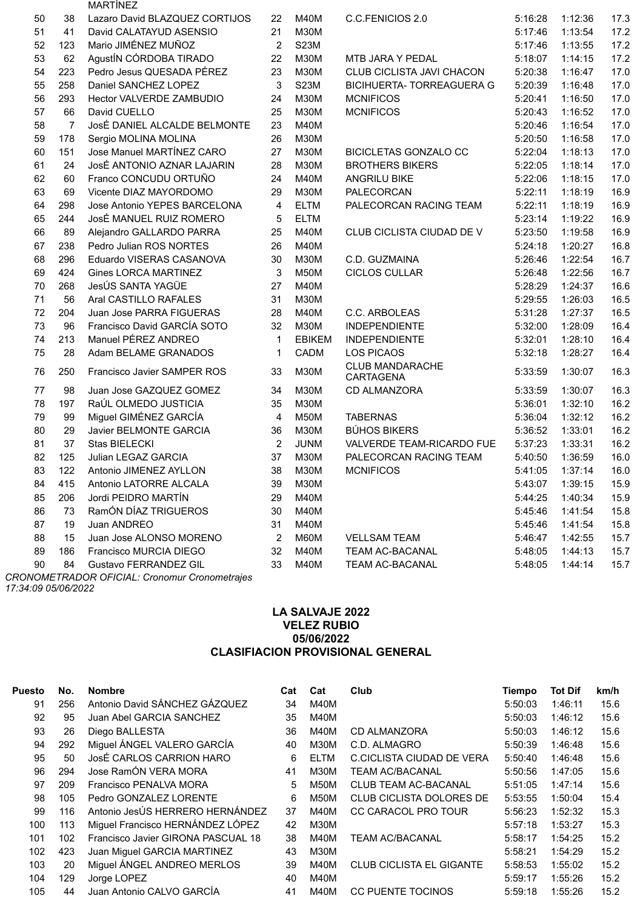| Puesto | No. | Nombre | Cat | Cat | Club | Tiempo | Tot Dif | km/h |
|---|---|---|---|---|---|---|---|---|
| | | MARTÍNEZ | | | | | | |
| 50 | 38 | Lazaro David BLAZQUEZ CORTIJOS | 22 | M40M | C.C.FENICIOS 2.0 | 5:16:28 | 1:12:36 | 17.3 |
| 51 | 41 | David CALATAYUD ASENSIO | 21 | M30M | | 5:17:46 | 1:13:54 | 17.2 |
| 52 | 123 | Mario JIMÉNEZ MUÑOZ | 2 | S23M | | 5:17:46 | 1:13:55 | 17.2 |
| 53 | 62 | AgustÍN CÓRDOBA TIRADO | 22 | M30M | MTB JARA Y PEDAL | 5:18:07 | 1:14:15 | 17.2 |
| 54 | 223 | Pedro Jesus QUESADA PÉREZ | 23 | M30M | CLUB CICLISTA JAVI CHACON | 5:20:38 | 1:16:47 | 17.0 |
| 55 | 258 | Daniel SANCHEZ LOPEZ | 3 | S23M | BICIHUERTA- TORREAGUERA G | 5:20:39 | 1:16:48 | 17.0 |
| 56 | 293 | Hector VALVERDE ZAMBUDIO | 24 | M30M | MCNIFICOS | 5:20:41 | 1:16:50 | 17.0 |
| 57 | 66 | David CUELLO | 25 | M30M | MCNIFICOS | 5:20:43 | 1:16:52 | 17.0 |
| 58 | 7 | JosÉ DANIEL ALCALDE BELMONTE | 23 | M40M | | 5:20:46 | 1:16:54 | 17.0 |
| 59 | 178 | Sergio MOLINA MOLINA | 26 | M30M | | 5:20:50 | 1:16:58 | 17.0 |
| 60 | 151 | Jose Manuel MARTÍNEZ CARO | 27 | M30M | BICICLETAS GONZALO CC | 5:22:04 | 1:18:13 | 17.0 |
| 61 | 24 | JosÉ ANTONIO AZNAR LAJARIN | 28 | M30M | BROTHERS BIKERS | 5:22:05 | 1:18:14 | 17.0 |
| 62 | 60 | Franco CONCUDU ORTUÑO | 24 | M40M | ANGRILU BIKE | 5:22:06 | 1:18:15 | 17.0 |
| 63 | 69 | Vicente DIAZ MAYORDOMO | 29 | M30M | PALECORCAN | 5:22:11 | 1:18:19 | 16.9 |
| 64 | 298 | Jose Antonio YEPES BARCELONA | 4 | ELTM | PALECORCAN RACING TEAM | 5:22:11 | 1:18:19 | 16.9 |
| 65 | 244 | JosÉ MANUEL RUIZ ROMERO | 5 | ELTM | | 5:23:14 | 1:19:22 | 16.9 |
| 66 | 89 | Alejandro GALLARDO PARRA | 25 | M40M | CLUB CICLISTA CIUDAD DE V | 5:23:50 | 1:19:58 | 16.9 |
| 67 | 238 | Pedro Julian ROS NORTES | 26 | M40M | | 5:24:18 | 1:20:27 | 16.8 |
| 68 | 296 | Eduardo VISERAS CASANOVA | 30 | M30M | C.D. GUZMAINA | 5:26:46 | 1:22:54 | 16.7 |
| 69 | 424 | Gines LORCA MARTINEZ | 3 | M50M | CICLOS CULLAR | 5:26:48 | 1:22:56 | 16.7 |
| 70 | 268 | JesÚS SANTA YAGÜE | 27 | M40M | | 5:28:29 | 1:24:37 | 16.6 |
| 71 | 56 | Aral CASTILLO RAFALES | 31 | M30M | | 5:29:55 | 1:26:03 | 16.5 |
| 72 | 204 | Juan Jose PARRA FIGUERAS | 28 | M40M | C.C. ARBOLEAS | 5:31:28 | 1:27:37 | 16.5 |
| 73 | 96 | Francisco David GARCÍA SOTO | 32 | M30M | INDEPENDIENTE | 5:32:00 | 1:28:09 | 16.4 |
| 74 | 213 | Manuel PÉREZ ANDREO | 1 | EBIKEM | INDEPENDIENTE | 5:32:01 | 1:28:10 | 16.4 |
| 75 | 28 | Adam BELAME GRANADOS | 1 | CADM | LOS PICAOS | 5:32:18 | 1:28:27 | 16.4 |
| 76 | 250 | Francisco Javier SAMPER ROS | 33 | M30M | CLUB MANDARACHE CARTAGENA | 5:33:59 | 1:30:07 | 16.3 |
| 77 | 98 | Juan Jose GAZQUEZ GOMEZ | 34 | M30M | CD ALMANZORA | 5:33:59 | 1:30:07 | 16.3 |
| 78 | 197 | RaÚL OLMEDO JUSTICIA | 35 | M30M | | 5:36:01 | 1:32:10 | 16.2 |
| 79 | 99 | Miguel GIMÉNEZ GARCÍA | 4 | M50M | TABERNAS | 5:36:04 | 1:32:12 | 16.2 |
| 80 | 29 | Javier BELMONTE GARCIA | 36 | M30M | BÚHOS BIKERS | 5:36:52 | 1:33:01 | 16.2 |
| 81 | 37 | Stas BIELECKI | 2 | JUNM | VALVERDE TEAM-RICARDO FUE | 5:37:23 | 1:33:31 | 16.2 |
| 82 | 125 | Julian LEGAZ GARCIA | 37 | M30M | PALECORCAN RACING TEAM | 5:40:50 | 1:36:59 | 16.0 |
| 83 | 122 | Antonio JIMENEZ AYLLON | 38 | M30M | MCNIFICOS | 5:41:05 | 1:37:14 | 16.0 |
| 84 | 415 | Antonio LATORRE ALCALA | 39 | M30M | | 5:43:07 | 1:39:15 | 15.9 |
| 85 | 206 | Jordi PEIDRO MARTÍN | 29 | M40M | | 5:44:25 | 1:40:34 | 15.9 |
| 86 | 73 | RamÓN DÍAZ TRIGUEROS | 30 | M40M | | 5:45:46 | 1:41:54 | 15.8 |
| 87 | 19 | Juan ANDREO | 31 | M40M | | 5:45:46 | 1:41:54 | 15.8 |
| 88 | 15 | Juan Jose ALONSO MORENO | 2 | M60M | VELLSAM TEAM | 5:46:47 | 1:42:55 | 15.7 |
| 89 | 186 | Francisco MURCIA DIEGO | 32 | M40M | TEAM AC-BACANAL | 5:48:05 | 1:44:13 | 15.7 |
| 90 | 84 | Gustavo FERRANDEZ GIL | 33 | M40M | TEAM AC-BACANAL | 5:48:05 | 1:44:14 | 15.7 |

*CRONOMETRADOR OFICIAL: Cronomur Cronometrajes*
*17:34:09 05/06/2022*

## LA SALVAJE 2022
## VELEZ RUBIO
## 05/06/2022
## CLASIFIACION PROVISIONAL GENERAL

| Puesto | No. | Nombre | Cat | Cat | Club | Tiempo | Tot Dif | km/h |
|---|---|---|---|---|---|---|---|---|
| 91 | 256 | Antonio David SÁNCHEZ GÁZQUEZ | 34 | M40M | | 5:50:03 | 1:46:11 | 15.6 |
| 92 | 95 | Juan Abel GARCIA SANCHEZ | 35 | M40M | | 5:50:03 | 1:46:12 | 15.6 |
| 93 | 26 | Diego BALLESTA | 36 | M40M | CD ALMANZORA | 5:50:03 | 1:46:12 | 15.6 |
| 94 | 292 | Miguel ÁNGEL VALERO GARCÍA | 40 | M30M | C.D. ALMAGRO | 5:50:39 | 1:46:48 | 15.6 |
| 95 | 50 | JosÉ CARLOS CARRION HARO | 6 | ELTM | C.CICLISTA CIUDAD DE VERA | 5:50:40 | 1:46:48 | 15.6 |
| 96 | 294 | Jose RamÓN VERA MORA | 41 | M30M | TEAM AC/BACANAL | 5:50:56 | 1:47:05 | 15.6 |
| 97 | 209 | Francisco PENALVA MORA | 5 | M50M | CLUB TEAM AC-BACANAL | 5:51:05 | 1:47:14 | 15.6 |
| 98 | 105 | Pedro GONZALEZ LORENTE | 6 | M50M | CLUB CICLISTA DOLORES DE | 5:53:55 | 1:50:04 | 15.4 |
| 99 | 116 | Antonio JesÚS HERRERO HERNÁNDEZ | 37 | M40M | CC CARACOL PRO TOUR | 5:56:23 | 1:52:32 | 15.3 |
| 100 | 113 | Miguel Francisco HERNÁNDEZ LÓPEZ | 42 | M30M | | 5:57:18 | 1:53:27 | 15.3 |
| 101 | 102 | Francisco Javier GIRONA PASCUAL 18 | 38 | M40M | TEAM AC/BACANAL | 5:58:17 | 1:54:25 | 15.2 |
| 102 | 423 | Juan Miguel GARCIA MARTINEZ | 43 | M30M | | 5:58:21 | 1:54:29 | 15.2 |
| 103 | 20 | Miguel ÁNGEL ANDREO MERLOS | 39 | M40M | CLUB CICLISTA EL GIGANTE | 5:58:53 | 1:55:02 | 15.2 |
| 104 | 129 | Jorge LOPEZ | 40 | M40M | | 5:59:17 | 1:55:26 | 15.2 |
| 105 | 44 | Juan Antonio CALVO GARCÍA | 41 | M40M | CC PUENTE TOCINOS | 5:59:18 | 1:55:26 | 15.2 |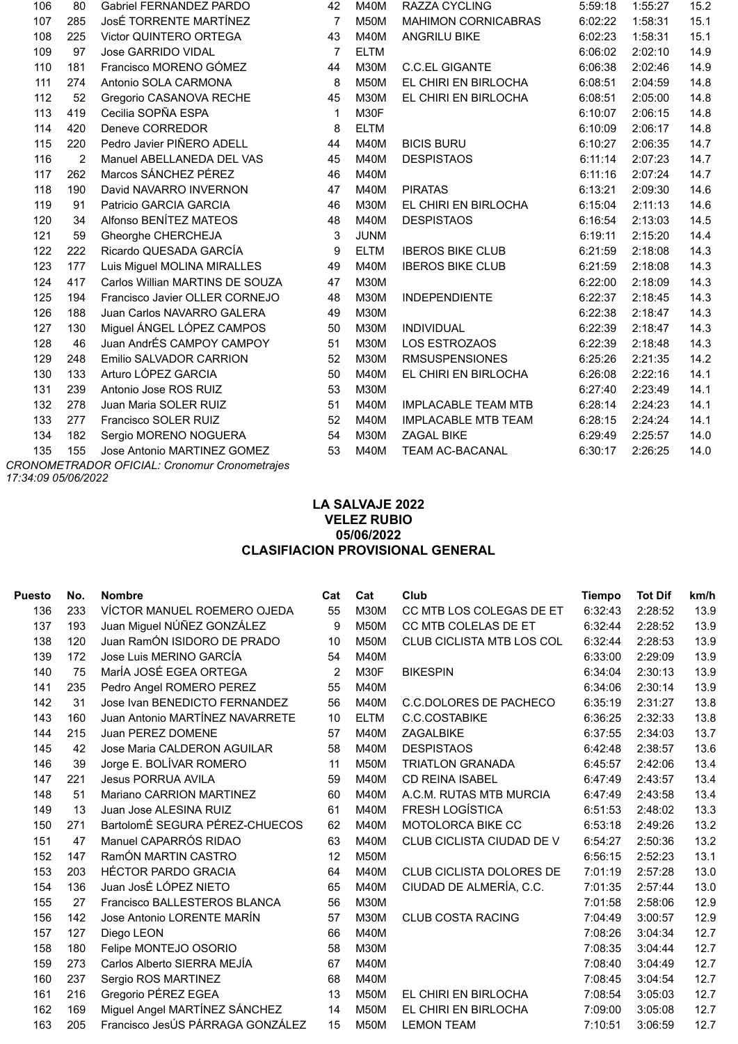| Puesto | No. | Nombre | Cat | Cat | Club | Tiempo | Tot Dif | km/h |
|---|---|---|---|---|---|---|---|---|
| 106 | 80 | Gabriel FERNANDEZ PARDO | 42 | M40M | RAZZA CYCLING | 5:59:18 | 1:55:27 | 15.2 |
| 107 | 285 | JosÉ TORRENTE MARTÍNEZ | 7 | M50M | MAHIMON CORNICABRAS | 6:02:22 | 1:58:31 | 15.1 |
| 108 | 225 | Victor QUINTERO ORTEGA | 43 | M40M | ANGRILU BIKE | 6:02:23 | 1:58:31 | 15.1 |
| 109 | 97 | Jose GARRIDO VIDAL | 7 | ELTM | | 6:06:02 | 2:02:10 | 14.9 |
| 110 | 181 | Francisco MORENO GÓMEZ | 44 | M30M | C.C.EL GIGANTE | 6:06:38 | 2:02:46 | 14.9 |
| 111 | 274 | Antonio SOLA CARMONA | 8 | M50M | EL CHIRI EN BIRLOCHA | 6:08:51 | 2:04:59 | 14.8 |
| 112 | 52 | Gregorio CASANOVA RECHE | 45 | M30M | EL CHIRI EN BIRLOCHA | 6:08:51 | 2:05:00 | 14.8 |
| 113 | 419 | Cecilia SOPÑA ESPA | 1 | M30F | | 6:10:07 | 2:06:15 | 14.8 |
| 114 | 420 | Deneve CORREDOR | 8 | ELTM | | 6:10:09 | 2:06:17 | 14.8 |
| 115 | 220 | Pedro Javier PIÑERO ADELL | 44 | M40M | BICIS BURU | 6:10:27 | 2:06:35 | 14.7 |
| 116 | 2 | Manuel ABELLANEDA DEL VAS | 45 | M40M | DESPISTAOS | 6:11:14 | 2:07:23 | 14.7 |
| 117 | 262 | Marcos SÁNCHEZ PÉREZ | 46 | M40M | | 6:11:16 | 2:07:24 | 14.7 |
| 118 | 190 | David NAVARRO INVERNON | 47 | M40M | PIRATAS | 6:13:21 | 2:09:30 | 14.6 |
| 119 | 91 | Patricio GARCIA GARCIA | 46 | M30M | EL CHIRI EN BIRLOCHA | 6:15:04 | 2:11:13 | 14.6 |
| 120 | 34 | Alfonso BENÍTEZ MATEOS | 48 | M40M | DESPISTAOS | 6:16:54 | 2:13:03 | 14.5 |
| 121 | 59 | Gheorghe CHERCHEJA | 3 | JUNM | | 6:19:11 | 2:15:20 | 14.4 |
| 122 | 222 | Ricardo QUESADA GARCÍA | 9 | ELTM | IBEROS BIKE CLUB | 6:21:59 | 2:18:08 | 14.3 |
| 123 | 177 | Luis Miguel MOLINA MIRALLES | 49 | M40M | IBEROS BIKE CLUB | 6:21:59 | 2:18:08 | 14.3 |
| 124 | 417 | Carlos Willian MARTINS DE SOUZA | 47 | M30M | | 6:22:00 | 2:18:09 | 14.3 |
| 125 | 194 | Francisco Javier OLLER CORNEJO | 48 | M30M | INDEPENDIENTE | 6:22:37 | 2:18:45 | 14.3 |
| 126 | 188 | Juan Carlos NAVARRO GALERA | 49 | M30M | | 6:22:38 | 2:18:47 | 14.3 |
| 127 | 130 | Miguel ÁNGEL LÓPEZ CAMPOS | 50 | M30M | INDIVIDUAL | 6:22:39 | 2:18:47 | 14.3 |
| 128 | 46 | Juan AndrÉS CAMPOY CAMPOY | 51 | M30M | LOS ESTROZAOS | 6:22:39 | 2:18:48 | 14.3 |
| 129 | 248 | Emilio SALVADOR CARRION | 52 | M30M | RMSUSPENSIONES | 6:25:26 | 2:21:35 | 14.2 |
| 130 | 133 | Arturo LÓPEZ GARCIA | 50 | M40M | EL CHIRI EN BIRLOCHA | 6:26:08 | 2:22:16 | 14.1 |
| 131 | 239 | Antonio Jose ROS RUIZ | 53 | M30M | | 6:27:40 | 2:23:49 | 14.1 |
| 132 | 278 | Juan Maria SOLER RUIZ | 51 | M40M | IMPLACABLE TEAM MTB | 6:28:14 | 2:24:23 | 14.1 |
| 133 | 277 | Francisco SOLER RUIZ | 52 | M40M | IMPLACABLE MTB TEAM | 6:28:15 | 2:24:24 | 14.1 |
| 134 | 182 | Sergio MORENO NOGUERA | 54 | M30M | ZAGAL BIKE | 6:29:49 | 2:25:57 | 14.0 |
| 135 | 155 | Jose Antonio MARTINEZ GOMEZ | 53 | M40M | TEAM AC-BACANAL | 6:30:17 | 2:26:25 | 14.0 |

*CRONOMETRADOR OFICIAL: Cronomur Cronometrajes*
*17:34:09 05/06/2022*

## LA SALVAJE 2022
## VELEZ RUBIO
## 05/06/2022
## CLASIFIACION PROVISIONAL GENERAL

| Puesto | No. | Nombre | Cat | Cat | Club | Tiempo | Tot Dif | km/h |
|---|---|---|---|---|---|---|---|---|
| 136 | 233 | VÍCTOR MANUEL ROEMERO OJEDA | 55 | M30M | CC MTB LOS COLEGAS DE ET | 6:32:43 | 2:28:52 | 13.9 |
| 137 | 193 | Juan Miguel NÚÑEZ GONZÁLEZ | 9 | M50M | CC MTB COLELAS DE ET | 6:32:44 | 2:28:52 | 13.9 |
| 138 | 120 | Juan RamÓN ISIDORO DE PRADO | 10 | M50M | CLUB CICLISTA MTB LOS COL | 6:32:44 | 2:28:53 | 13.9 |
| 139 | 172 | Jose Luis MERINO GARCÍA | 54 | M40M | | 6:33:00 | 2:29:09 | 13.9 |
| 140 | 75 | MarÍA JOSÉ EGEA ORTEGA | 2 | M30F | BIKESPIN | 6:34:04 | 2:30:13 | 13.9 |
| 141 | 235 | Pedro Angel ROMERO PEREZ | 55 | M40M | | 6:34:06 | 2:30:14 | 13.9 |
| 142 | 31 | Jose Ivan BENEDICTO FERNANDEZ | 56 | M40M | C.C.DOLORES DE PACHECO | 6:35:19 | 2:31:27 | 13.8 |
| 143 | 160 | Juan Antonio MARTÍNEZ NAVARRETE | 10 | ELTM | C.C.COSTABIKE | 6:36:25 | 2:32:33 | 13.8 |
| 144 | 215 | Juan PEREZ DOMENE | 57 | M40M | ZAGALBIKE | 6:37:55 | 2:34:03 | 13.7 |
| 145 | 42 | Jose Maria CALDERON AGUILAR | 58 | M40M | DESPISTAOS | 6:42:48 | 2:38:57 | 13.6 |
| 146 | 39 | Jorge E. BOLÍVAR ROMERO | 11 | M50M | TRIATLON GRANADA | 6:45:57 | 2:42:06 | 13.4 |
| 147 | 221 | Jesus PORRUA AVILA | 59 | M40M | CD REINA ISABEL | 6:47:49 | 2:43:57 | 13.4 |
| 148 | 51 | Mariano CARRION MARTINEZ | 60 | M40M | A.C.M. RUTAS MTB MURCIA | 6:47:49 | 2:43:58 | 13.4 |
| 149 | 13 | Juan Jose ALESINA RUIZ | 61 | M40M | FRESH LOGÍSTICA | 6:51:53 | 2:48:02 | 13.3 |
| 150 | 271 | BartolomÉ SEGURA PÉREZ-CHUECOS | 62 | M40M | MOTOLORCA BIKE CC | 6:53:18 | 2:49:26 | 13.2 |
| 151 | 47 | Manuel CAPARRÓS RIDAO | 63 | M40M | CLUB CICLISTA CIUDAD DE V | 6:54:27 | 2:50:36 | 13.2 |
| 152 | 147 | RamÓN MARTIN CASTRO | 12 | M50M | | 6:56:15 | 2:52:23 | 13.1 |
| 153 | 203 | HÉCTOR PARDO GRACIA | 64 | M40M | CLUB CICLISTA DOLORES DE | 7:01:19 | 2:57:28 | 13.0 |
| 154 | 136 | Juan JosÉ LÓPEZ NIETO | 65 | M40M | CIUDAD DE ALMERÍA, C.C. | 7:01:35 | 2:57:44 | 13.0 |
| 155 | 27 | Francisco BALLESTEROS BLANCA | 56 | M30M | | 7:01:58 | 2:58:06 | 12.9 |
| 156 | 142 | Jose Antonio LORENTE MARÍN | 57 | M30M | CLUB COSTA RACING | 7:04:49 | 3:00:57 | 12.9 |
| 157 | 127 | Diego LEON | 66 | M40M | | 7:08:26 | 3:04:34 | 12.7 |
| 158 | 180 | Felipe MONTEJO OSORIO | 58 | M30M | | 7:08:35 | 3:04:44 | 12.7 |
| 159 | 273 | Carlos Alberto SIERRA MEJÍA | 67 | M40M | | 7:08:40 | 3:04:49 | 12.7 |
| 160 | 237 | Sergio ROS MARTINEZ | 68 | M40M | | 7:08:45 | 3:04:54 | 12.7 |
| 161 | 216 | Gregorio PÉREZ EGEA | 13 | M50M | EL CHIRI EN BIRLOCHA | 7:08:54 | 3:05:03 | 12.7 |
| 162 | 169 | Miguel Angel MARTÍNEZ SÁNCHEZ | 14 | M50M | EL CHIRI EN BIRLOCHA | 7:09:00 | 3:05:08 | 12.7 |
| 163 | 205 | Francisco JesÚS PÁRRAGA GONZÁLEZ | 15 | M50M | LEMON TEAM | 7:10:51 | 3:06:59 | 12.7 |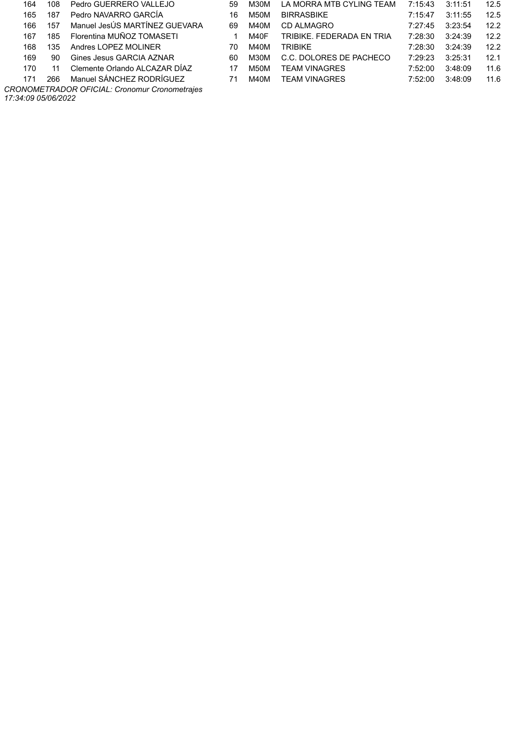| | | | | | | | | |
|---|---|---|---|---|---|---|---|---|
| 164 | 108 | Pedro GUERRERO VALLEJO | 59 | M30M | LA MORRA MTB CYLING TEAM | 7:15:43 | 3:11:51 | 12.5 |
| 165 | 187 | Pedro NAVARRO GARCÍA | 16 | M50M | BIRRASBIKE | 7:15:47 | 3:11:55 | 12.5 |
| 166 | 157 | Manuel JesÚS MARTÍNEZ GUEVARA | 69 | M40M | CD ALMAGRO | 7:27:45 | 3:23:54 | 12.2 |
| 167 | 185 | Florentina MUÑOZ TOMASETI | 1 | M40F | TRIBIKE. FEDERADA EN TRIA | 7:28:30 | 3:24:39 | 12.2 |
| 168 | 135 | Andres LOPEZ MOLINER | 70 | M40M | TRIBIKE | 7:28:30 | 3:24:39 | 12.2 |
| 169 | 90 | Gines Jesus GARCIA AZNAR | 60 | M30M | C.C. DOLORES DE PACHECO | 7:29:23 | 3:25:31 | 12.1 |
| 170 | 11 | Clemente Orlando ALCAZAR DÍAZ | 17 | M50M | TEAM VINAGRES | 7:52:00 | 3:48:09 | 11.6 |
| 171 | 266 | Manuel SÁNCHEZ RODRÍGUEZ | 71 | M40M | TEAM VINAGRES | 7:52:00 | 3:48:09 | 11.6 |

*CRONOMETRADOR OFICIAL: Cronomur Cronometrajes*
*17:34:09 05/06/2022*